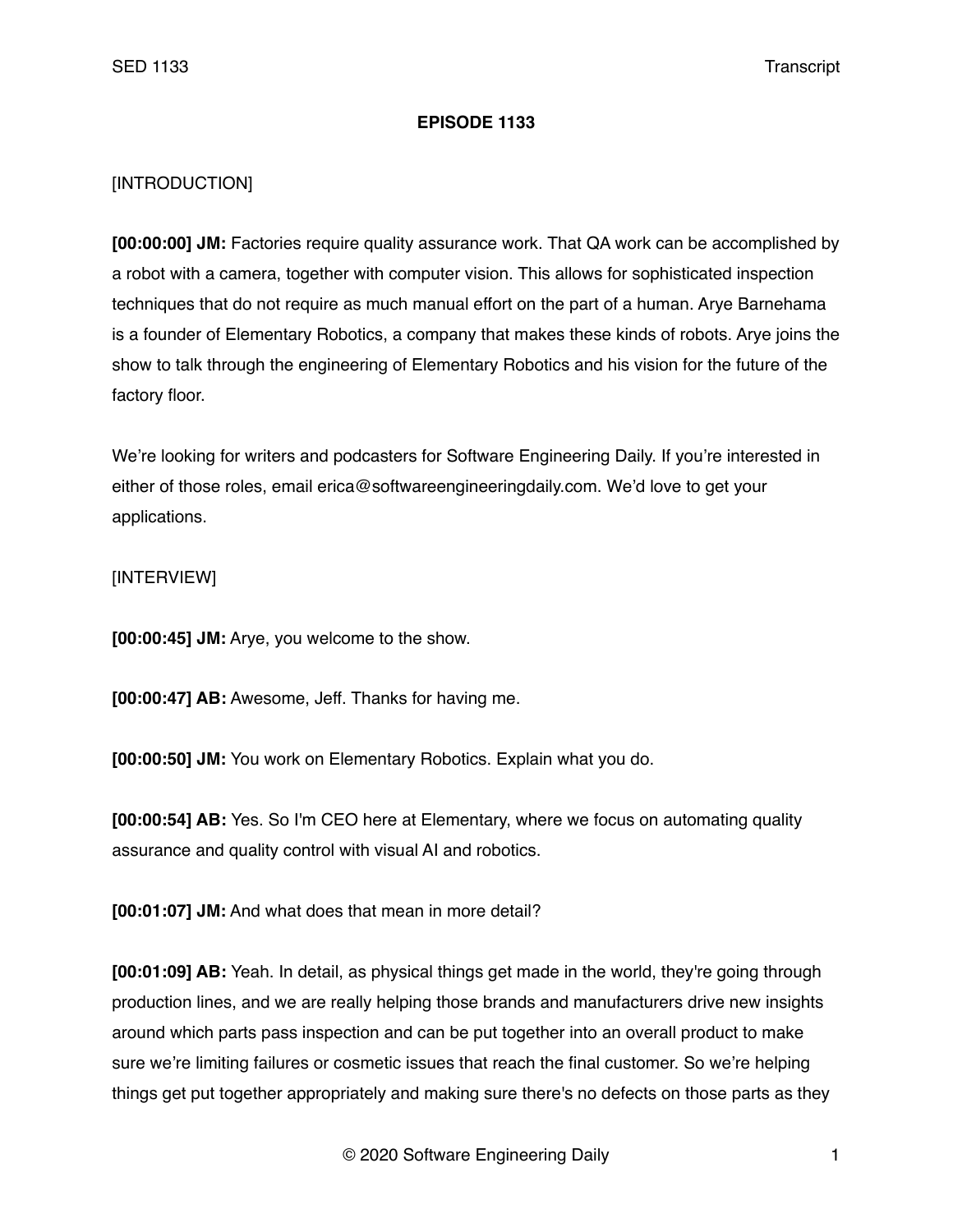**EPISODE 1133**

[INTRODUCTION]

**[00:00:00] JM:** Factories require quality assurance work. That QA work can be accomplished by a robot with a camera, together with computer vision. This allows for sophisticated inspection techniques that do not require as much manual effort on the part of a human. Arye Barnehama is a founder of Elementary Robotics, a company that makes these kinds of robots. Arye joins the show to talk through the engineering of Elementary Robotics and his vision for the future of the factory floor.

We're looking for writers and podcasters for Software Engineering Daily. If you're interested in either of those roles, email erica@softwareengineeringdaily.com. We'd love to get your applications.

[INTERVIEW]

**[00:00:45] JM:** Arye, you welcome to the show.

**[00:00:47] AB:** Awesome, Jeff. Thanks for having me.

**[00:00:50] JM:** You work on Elementary Robotics. Explain what you do.

**[00:00:54] AB:** Yes. So I'm CEO here at Elementary, where we focus on automating quality assurance and quality control with visual AI and robotics.

**[00:01:07] JM:** And what does that mean in more detail?

**[00:01:09] AB:** Yeah. In detail, as physical things get made in the world, they're going through production lines, and we are really helping those brands and manufacturers drive new insights around which parts pass inspection and can be put together into an overall product to make sure we're limiting failures or cosmetic issues that reach the final customer. So we're helping things get put together appropriately and making sure there's no defects on those parts as they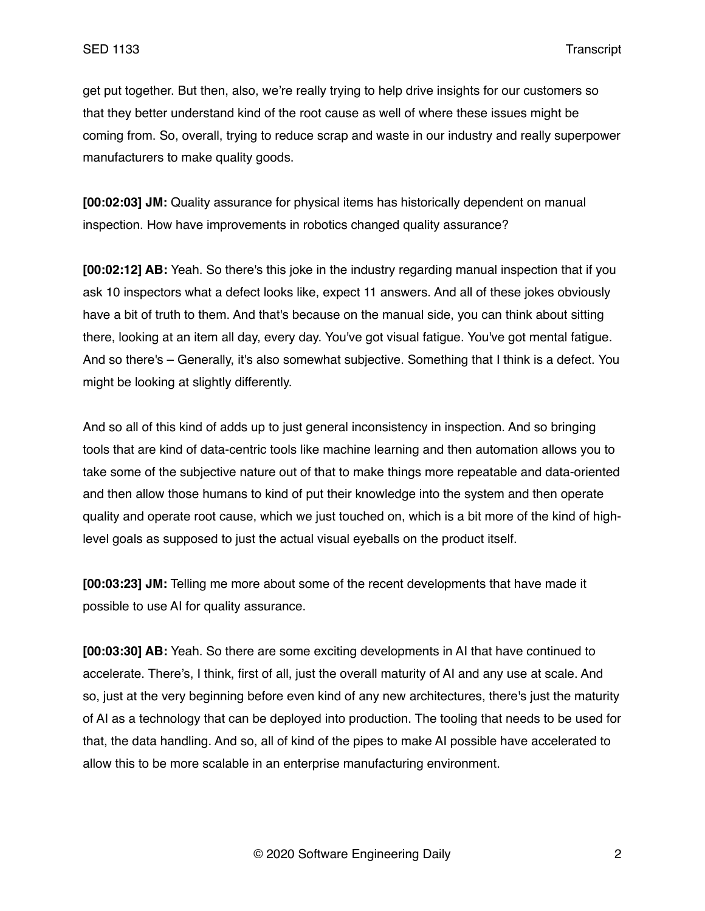get put together. But then, also, we're really trying to help drive insights for our customers so that they better understand kind of the root cause as well of where these issues might be coming from. So, overall, trying to reduce scrap and waste in our industry and really superpower manufacturers to make quality goods.

**[00:02:03] JM:** Quality assurance for physical items has historically dependent on manual inspection. How have improvements in robotics changed quality assurance?

**[00:02:12] AB:** Yeah. So there's this joke in the industry regarding manual inspection that if you ask 10 inspectors what a defect looks like, expect 11 answers. And all of these jokes obviously have a bit of truth to them. And that's because on the manual side, you can think about sitting there, looking at an item all day, every day. You've got visual fatigue. You've got mental fatigue. And so there's – Generally, it's also somewhat subjective. Something that I think is a defect. You might be looking at slightly differently.

And so all of this kind of adds up to just general inconsistency in inspection. And so bringing tools that are kind of data-centric tools like machine learning and then automation allows you to take some of the subjective nature out of that to make things more repeatable and data-oriented and then allow those humans to kind of put their knowledge into the system and then operate quality and operate root cause, which we just touched on, which is a bit more of the kind of high-level goals as supposed to just the actual visual eyeballs on the product itself.

**[00:03:23] JM:** Telling me more about some of the recent developments that have made it possible to use AI for quality assurance.

**[00:03:30] AB:** Yeah. So there are some exciting developments in AI that have continued to accelerate. There's, I think, first of all, just the overall maturity of AI and any use at scale. And so, just at the very beginning before even kind of any new architectures, there's just the maturity of AI as a technology that can be deployed into production. The tooling that needs to be used for that, the data handling. And so, all of kind of the pipes to make AI possible have accelerated to allow this to be more scalable in an enterprise manufacturing environment.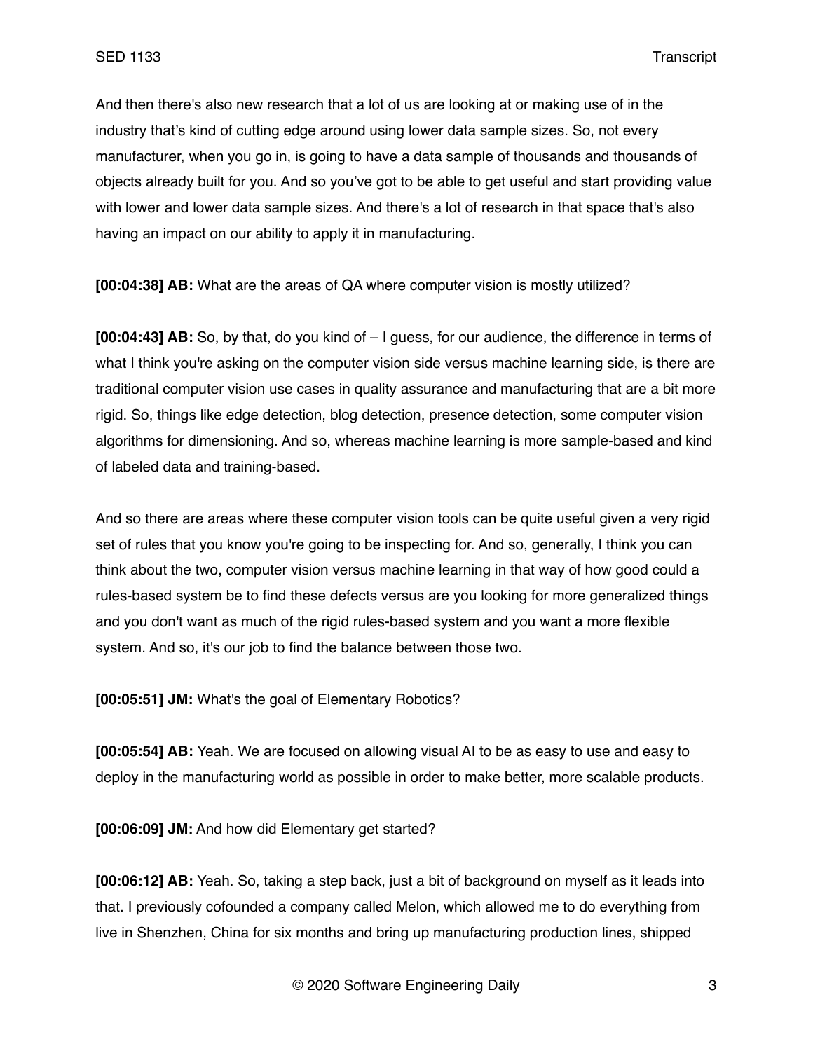And then there's also new research that a lot of us are looking at or making use of in the industry that’s kind of cutting edge around using lower data sample sizes. So, not every manufacturer, when you go in, is going to have a data sample of thousands and thousands of objects already built for you. And so you’ve got to be able to get useful and start providing value with lower and lower data sample sizes. And there's a lot of research in that space that's also having an impact on our ability to apply it in manufacturing.

**[00:04:38] AB:** What are the areas of QA where computer vision is mostly utilized?

**[00:04:43] AB:** So, by that, do you kind of – I guess, for our audience, the difference in terms of what I think you're asking on the computer vision side versus machine learning side, is there are traditional computer vision use cases in quality assurance and manufacturing that are a bit more rigid. So, things like edge detection, blog detection, presence detection, some computer vision algorithms for dimensioning. And so, whereas machine learning is more sample-based and kind of labeled data and training-based.

And so there are areas where these computer vision tools can be quite useful given a very rigid set of rules that you know you're going to be inspecting for. And so, generally, I think you can think about the two, computer vision versus machine learning in that way of how good could a rules-based system be to find these defects versus are you looking for more generalized things and you don't want as much of the rigid rules-based system and you want a more flexible system. And so, it's our job to find the balance between those two.

**[00:05:51] JM:** What's the goal of Elementary Robotics?

**[00:05:54] AB:** Yeah. We are focused on allowing visual AI to be as easy to use and easy to deploy in the manufacturing world as possible in order to make better, more scalable products.

**[00:06:09] JM:** And how did Elementary get started?

**[00:06:12] AB:** Yeah. So, taking a step back, just a bit of background on myself as it leads into that. I previously cofounded a company called Melon, which allowed me to do everything from live in Shenzhen, China for six months and bring up manufacturing production lines, shipped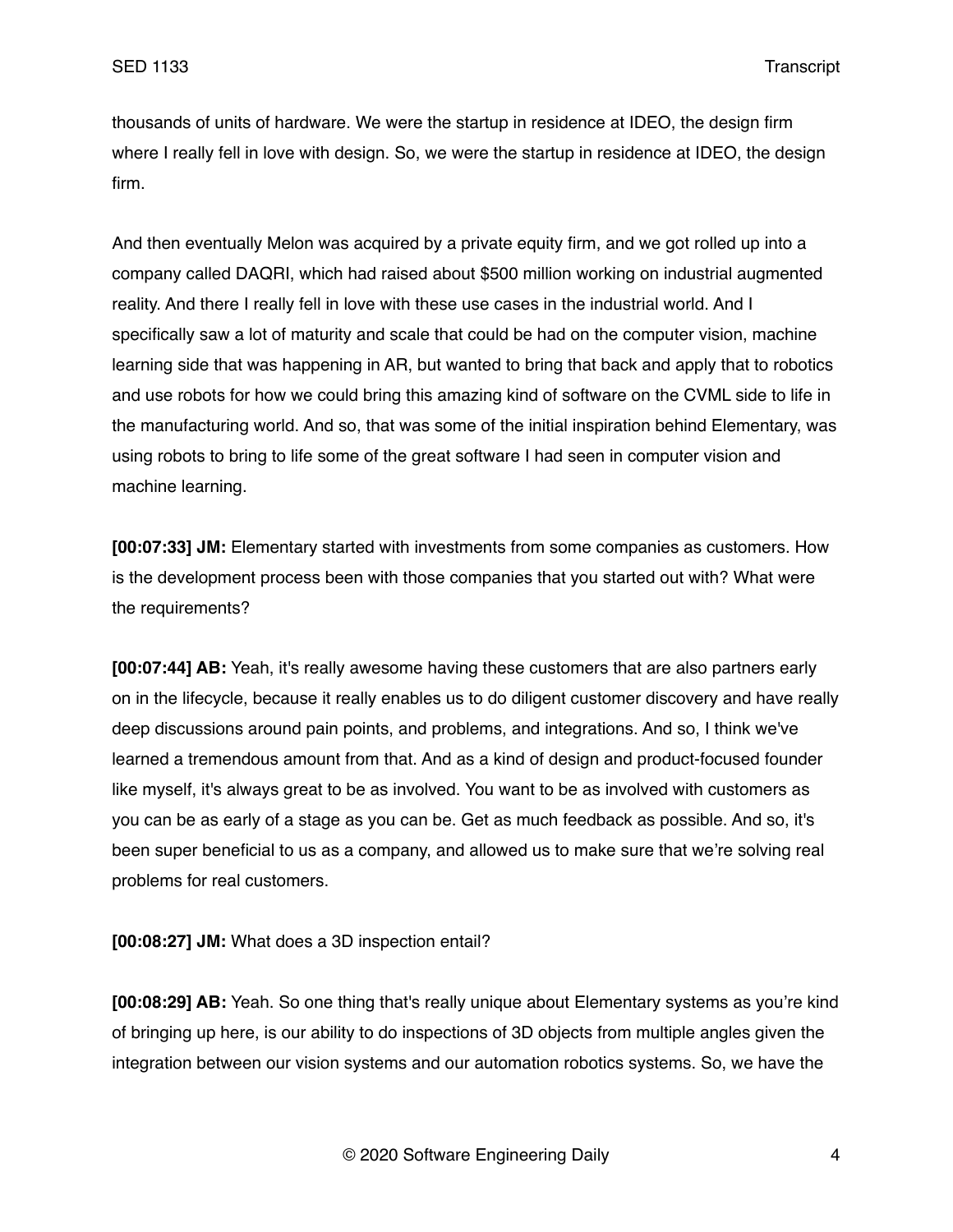thousands of units of hardware. We were the startup in residence at IDEO, the design firm where I really fell in love with design. So, we were the startup in residence at IDEO, the design firm.

And then eventually Melon was acquired by a private equity firm, and we got rolled up into a company called DAQRI, which had raised about $500 million working on industrial augmented reality. And there I really fell in love with these use cases in the industrial world. And I specifically saw a lot of maturity and scale that could be had on the computer vision, machine learning side that was happening in AR, but wanted to bring that back and apply that to robotics and use robots for how we could bring this amazing kind of software on the CVML side to life in the manufacturing world. And so, that was some of the initial inspiration behind Elementary, was using robots to bring to life some of the great software I had seen in computer vision and machine learning.

**[00:07:33] JM:** Elementary started with investments from some companies as customers. How is the development process been with those companies that you started out with? What were the requirements?

**[00:07:44] AB:** Yeah, it's really awesome having these customers that are also partners early on in the lifecycle, because it really enables us to do diligent customer discovery and have really deep discussions around pain points, and problems, and integrations. And so, I think we've learned a tremendous amount from that. And as a kind of design and product-focused founder like myself, it's always great to be as involved. You want to be as involved with customers as you can be as early of a stage as you can be. Get as much feedback as possible. And so, it's been super beneficial to us as a company, and allowed us to make sure that we're solving real problems for real customers.

**[00:08:27] JM:** What does a 3D inspection entail?

**[00:08:29] AB:** Yeah. So one thing that's really unique about Elementary systems as you're kind of bringing up here, is our ability to do inspections of 3D objects from multiple angles given the integration between our vision systems and our automation robotics systems. So, we have the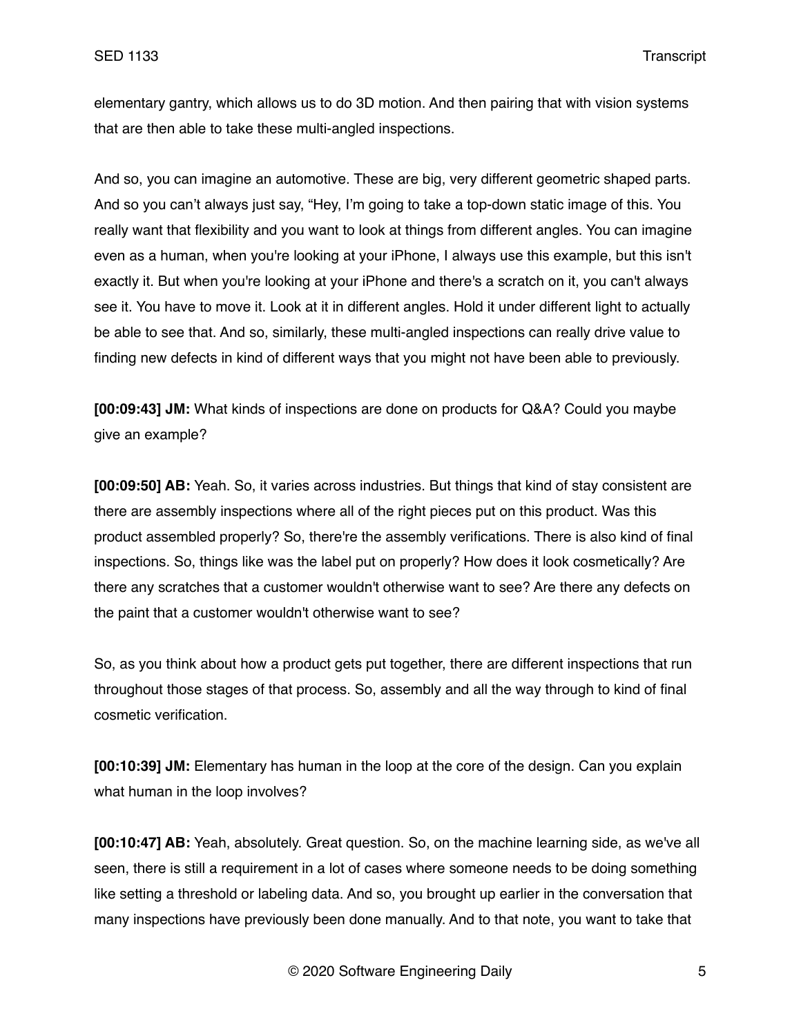elementary gantry, which allows us to do 3D motion. And then pairing that with vision systems that are then able to take these multi-angled inspections.

And so, you can imagine an automotive. These are big, very different geometric shaped parts. And so you can't always just say, "Hey, I'm going to take a top-down static image of this. You really want that flexibility and you want to look at things from different angles. You can imagine even as a human, when you're looking at your iPhone, I always use this example, but this isn't exactly it. But when you're looking at your iPhone and there's a scratch on it, you can't always see it. You have to move it. Look at it in different angles. Hold it under different light to actually be able to see that. And so, similarly, these multi-angled inspections can really drive value to finding new defects in kind of different ways that you might not have been able to previously.

**[00:09:43] JM:** What kinds of inspections are done on products for Q&A? Could you maybe give an example?

**[00:09:50] AB:** Yeah. So, it varies across industries. But things that kind of stay consistent are there are assembly inspections where all of the right pieces put on this product. Was this product assembled properly? So, there're the assembly verifications. There is also kind of final inspections. So, things like was the label put on properly? How does it look cosmetically? Are there any scratches that a customer wouldn't otherwise want to see? Are there any defects on the paint that a customer wouldn't otherwise want to see?

So, as you think about how a product gets put together, there are different inspections that run throughout those stages of that process. So, assembly and all the way through to kind of final cosmetic verification.

**[00:10:39] JM:** Elementary has human in the loop at the core of the design. Can you explain what human in the loop involves?

**[00:10:47] AB:** Yeah, absolutely. Great question. So, on the machine learning side, as we've all seen, there is still a requirement in a lot of cases where someone needs to be doing something like setting a threshold or labeling data. And so, you brought up earlier in the conversation that many inspections have previously been done manually. And to that note, you want to take that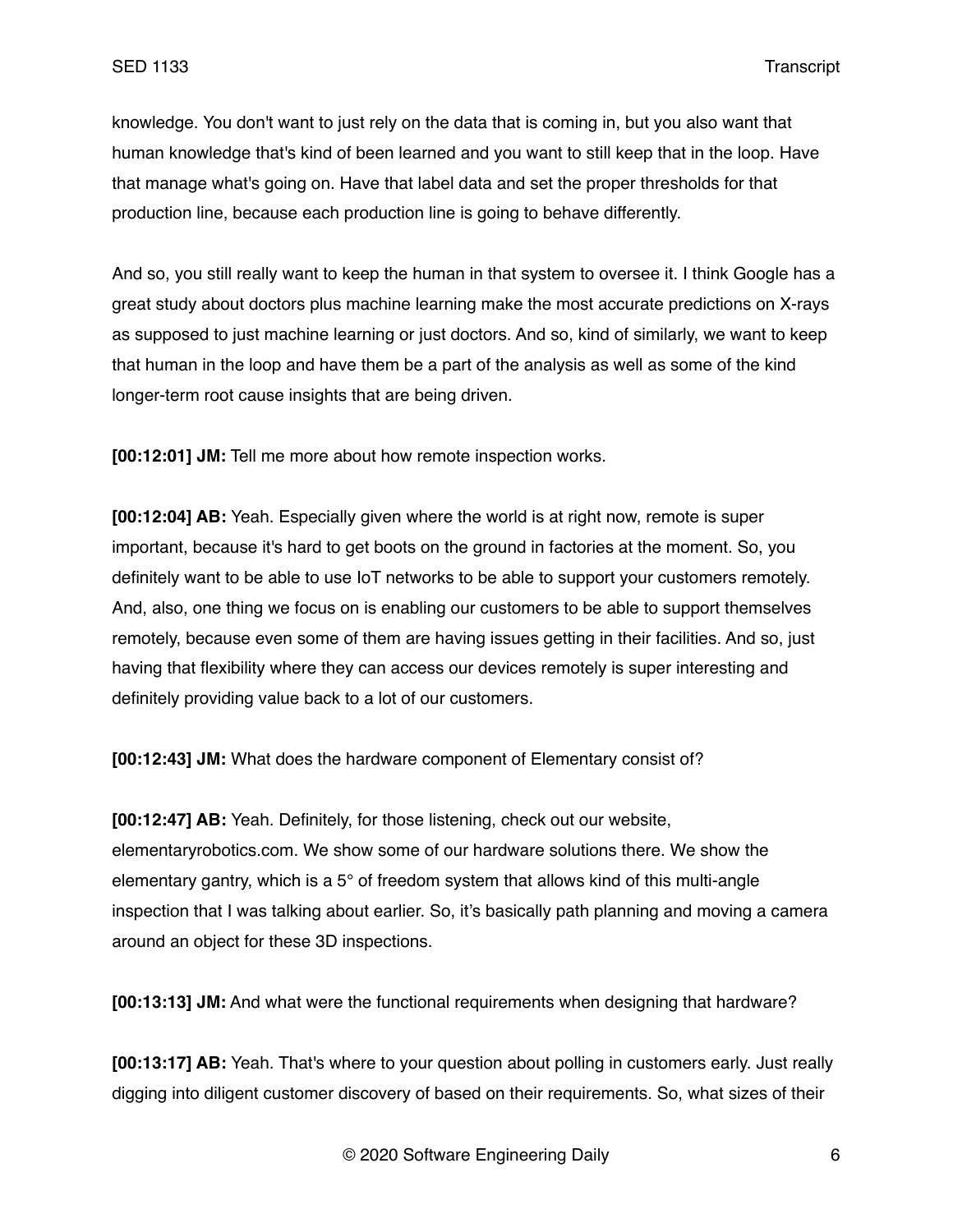knowledge. You don't want to just rely on the data that is coming in, but you also want that human knowledge that's kind of been learned and you want to still keep that in the loop. Have that manage what's going on. Have that label data and set the proper thresholds for that production line, because each production line is going to behave differently.

And so, you still really want to keep the human in that system to oversee it. I think Google has a great study about doctors plus machine learning make the most accurate predictions on X-rays as supposed to just machine learning or just doctors. And so, kind of similarly, we want to keep that human in the loop and have them be a part of the analysis as well as some of the kind longer-term root cause insights that are being driven.

**[00:12:01] JM:** Tell me more about how remote inspection works.

**[00:12:04] AB:** Yeah. Especially given where the world is at right now, remote is super important, because it's hard to get boots on the ground in factories at the moment. So, you definitely want to be able to use IoT networks to be able to support your customers remotely. And, also, one thing we focus on is enabling our customers to be able to support themselves remotely, because even some of them are having issues getting in their facilities. And so, just having that flexibility where they can access our devices remotely is super interesting and definitely providing value back to a lot of our customers.

**[00:12:43] JM:** What does the hardware component of Elementary consist of?

**[00:12:47] AB:** Yeah. Definitely, for those listening, check out our website, elementaryrobotics.com. We show some of our hardware solutions there. We show the elementary gantry, which is a 5° of freedom system that allows kind of this multi-angle inspection that I was talking about earlier. So, it’s basically path planning and moving a camera around an object for these 3D inspections.

**[00:13:13] JM:** And what were the functional requirements when designing that hardware?

**[00:13:17] AB:** Yeah. That's where to your question about polling in customers early. Just really digging into diligent customer discovery of based on their requirements. So, what sizes of their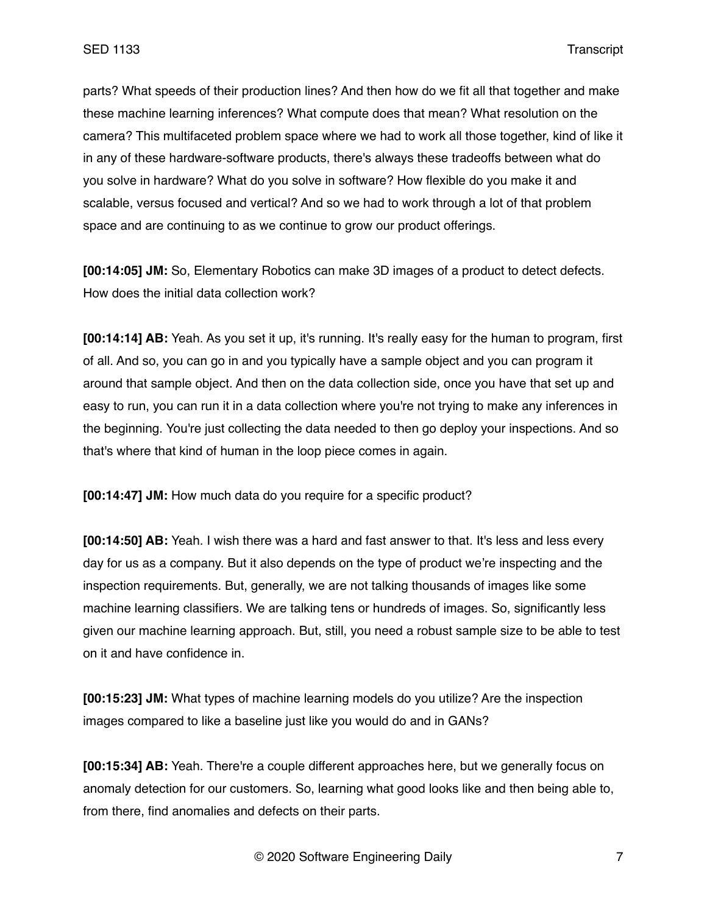parts? What speeds of their production lines? And then how do we fit all that together and make these machine learning inferences? What compute does that mean? What resolution on the camera? This multifaceted problem space where we had to work all those together, kind of like it in any of these hardware-software products, there's always these tradeoffs between what do you solve in hardware? What do you solve in software? How flexible do you make it and scalable, versus focused and vertical? And so we had to work through a lot of that problem space and are continuing to as we continue to grow our product offerings.

**[00:14:05] JM:** So, Elementary Robotics can make 3D images of a product to detect defects. How does the initial data collection work?

**[00:14:14] AB:** Yeah. As you set it up, it's running. It's really easy for the human to program, first of all. And so, you can go in and you typically have a sample object and you can program it around that sample object. And then on the data collection side, once you have that set up and easy to run, you can run it in a data collection where you're not trying to make any inferences in the beginning. You're just collecting the data needed to then go deploy your inspections. And so that's where that kind of human in the loop piece comes in again.

**[00:14:47] JM:** How much data do you require for a specific product?

**[00:14:50] AB:** Yeah. I wish there was a hard and fast answer to that. It's less and less every day for us as a company. But it also depends on the type of product we're inspecting and the inspection requirements. But, generally, we are not talking thousands of images like some machine learning classifiers. We are talking tens or hundreds of images. So, significantly less given our machine learning approach. But, still, you need a robust sample size to be able to test on it and have confidence in.

**[00:15:23] JM:** What types of machine learning models do you utilize? Are the inspection images compared to like a baseline just like you would do and in GANs?

**[00:15:34] AB:** Yeah. There're a couple different approaches here, but we generally focus on anomaly detection for our customers. So, learning what good looks like and then being able to, from there, find anomalies and defects on their parts.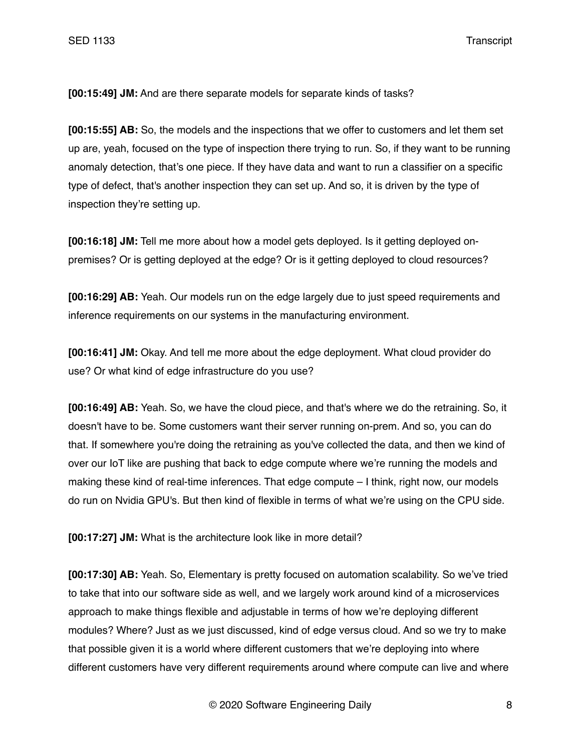**[00:15:49] JM:** And are there separate models for separate kinds of tasks?

**[00:15:55] AB:** So, the models and the inspections that we offer to customers and let them set up are, yeah, focused on the type of inspection there trying to run. So, if they want to be running anomaly detection, that's one piece. If they have data and want to run a classifier on a specific type of defect, that's another inspection they can set up. And so, it is driven by the type of inspection they're setting up.

**[00:16:18] JM:** Tell me more about how a model gets deployed. Is it getting deployed on-premises? Or is getting deployed at the edge? Or is it getting deployed to cloud resources?

**[00:16:29] AB:** Yeah. Our models run on the edge largely due to just speed requirements and inference requirements on our systems in the manufacturing environment.

**[00:16:41] JM:** Okay. And tell me more about the edge deployment. What cloud provider do use? Or what kind of edge infrastructure do you use?

**[00:16:49] AB:** Yeah. So, we have the cloud piece, and that's where we do the retraining. So, it doesn't have to be. Some customers want their server running on-prem. And so, you can do that. If somewhere you're doing the retraining as you've collected the data, and then we kind of over our IoT like are pushing that back to edge compute where we're running the models and making these kind of real-time inferences. That edge compute – I think, right now, our models do run on Nvidia GPU's. But then kind of flexible in terms of what we're using on the CPU side.

**[00:17:27] JM:** What is the architecture look like in more detail?

**[00:17:30] AB:** Yeah. So, Elementary is pretty focused on automation scalability. So we've tried to take that into our software side as well, and we largely work around kind of a microservices approach to make things flexible and adjustable in terms of how we're deploying different modules? Where? Just as we just discussed, kind of edge versus cloud. And so we try to make that possible given it is a world where different customers that we're deploying into where different customers have very different requirements around where compute can live and where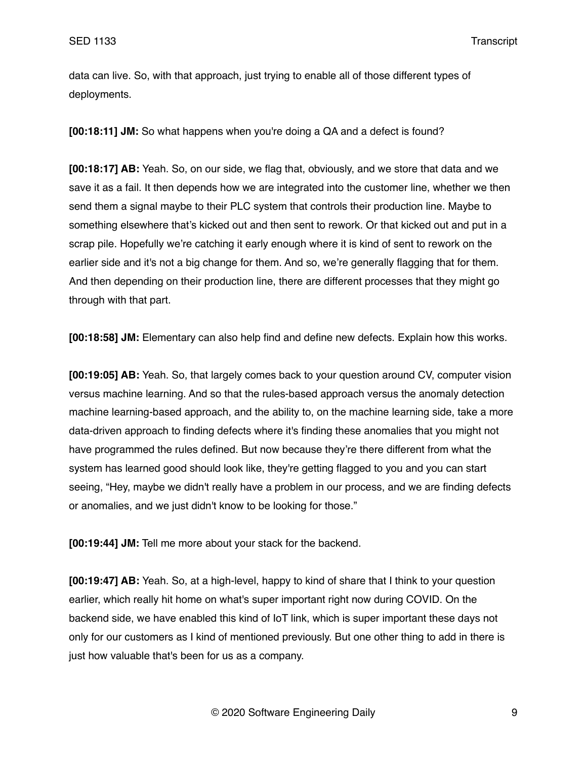data can live. So, with that approach, just trying to enable all of those different types of deployments.

**[00:18:11] JM:** So what happens when you're doing a QA and a defect is found?

**[00:18:17] AB:** Yeah. So, on our side, we flag that, obviously, and we store that data and we save it as a fail. It then depends how we are integrated into the customer line, whether we then send them a signal maybe to their PLC system that controls their production line. Maybe to something elsewhere that's kicked out and then sent to rework. Or that kicked out and put in a scrap pile. Hopefully we're catching it early enough where it is kind of sent to rework on the earlier side and it's not a big change for them. And so, we're generally flagging that for them. And then depending on their production line, there are different processes that they might go through with that part.

**[00:18:58] JM:** Elementary can also help find and define new defects. Explain how this works.

**[00:19:05] AB:** Yeah. So, that largely comes back to your question around CV, computer vision versus machine learning. And so that the rules-based approach versus the anomaly detection machine learning-based approach, and the ability to, on the machine learning side, take a more data-driven approach to finding defects where it's finding these anomalies that you might not have programmed the rules defined. But now because they're there different from what the system has learned good should look like, they're getting flagged to you and you can start seeing, "Hey, maybe we didn't really have a problem in our process, and we are finding defects or anomalies, and we just didn't know to be looking for those."

**[00:19:44] JM:** Tell me more about your stack for the backend.

**[00:19:47] AB:** Yeah. So, at a high-level, happy to kind of share that I think to your question earlier, which really hit home on what's super important right now during COVID. On the backend side, we have enabled this kind of IoT link, which is super important these days not only for our customers as I kind of mentioned previously. But one other thing to add in there is just how valuable that's been for us as a company.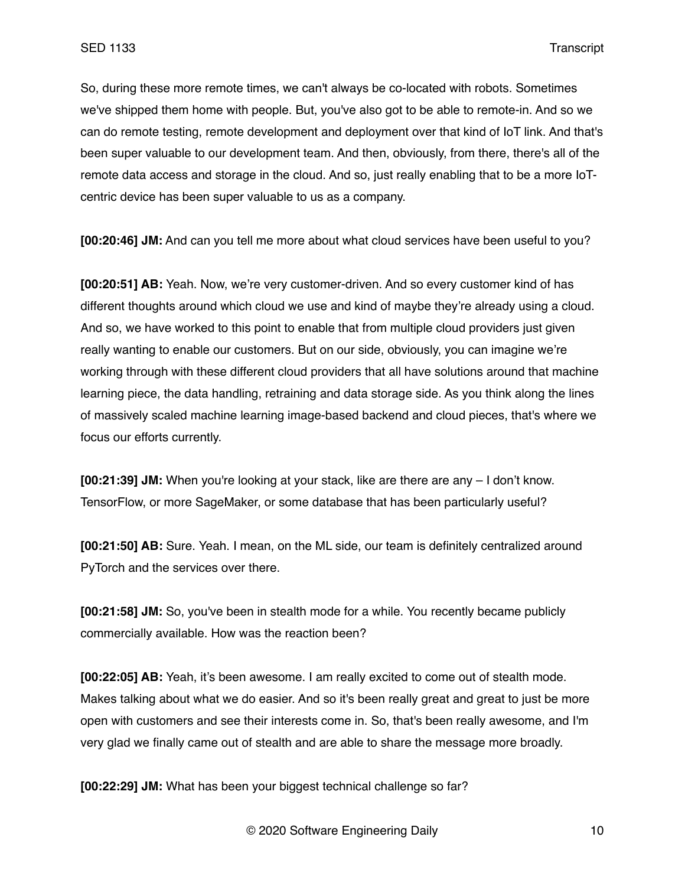So, during these more remote times, we can't always be co-located with robots. Sometimes we've shipped them home with people. But, you've also got to be able to remote-in. And so we can do remote testing, remote development and deployment over that kind of IoT link. And that's been super valuable to our development team. And then, obviously, from there, there's all of the remote data access and storage in the cloud. And so, just really enabling that to be a more IoT-centric device has been super valuable to us as a company.

**[00:20:46] JM:** And can you tell me more about what cloud services have been useful to you?

**[00:20:51] AB:** Yeah. Now, we're very customer-driven. And so every customer kind of has different thoughts around which cloud we use and kind of maybe they're already using a cloud. And so, we have worked to this point to enable that from multiple cloud providers just given really wanting to enable our customers. But on our side, obviously, you can imagine we're working through with these different cloud providers that all have solutions around that machine learning piece, the data handling, retraining and data storage side. As you think along the lines of massively scaled machine learning image-based backend and cloud pieces, that's where we focus our efforts currently.

**[00:21:39] JM:** When you're looking at your stack, like are there are any – I don't know. TensorFlow, or more SageMaker, or some database that has been particularly useful?

**[00:21:50] AB:** Sure. Yeah. I mean, on the ML side, our team is definitely centralized around PyTorch and the services over there.

**[00:21:58] JM:** So, you've been in stealth mode for a while. You recently became publicly commercially available. How was the reaction been?

**[00:22:05] AB:** Yeah, it's been awesome. I am really excited to come out of stealth mode. Makes talking about what we do easier. And so it's been really great and great to just be more open with customers and see their interests come in. So, that's been really awesome, and I'm very glad we finally came out of stealth and are able to share the message more broadly.

**[00:22:29] JM:** What has been your biggest technical challenge so far?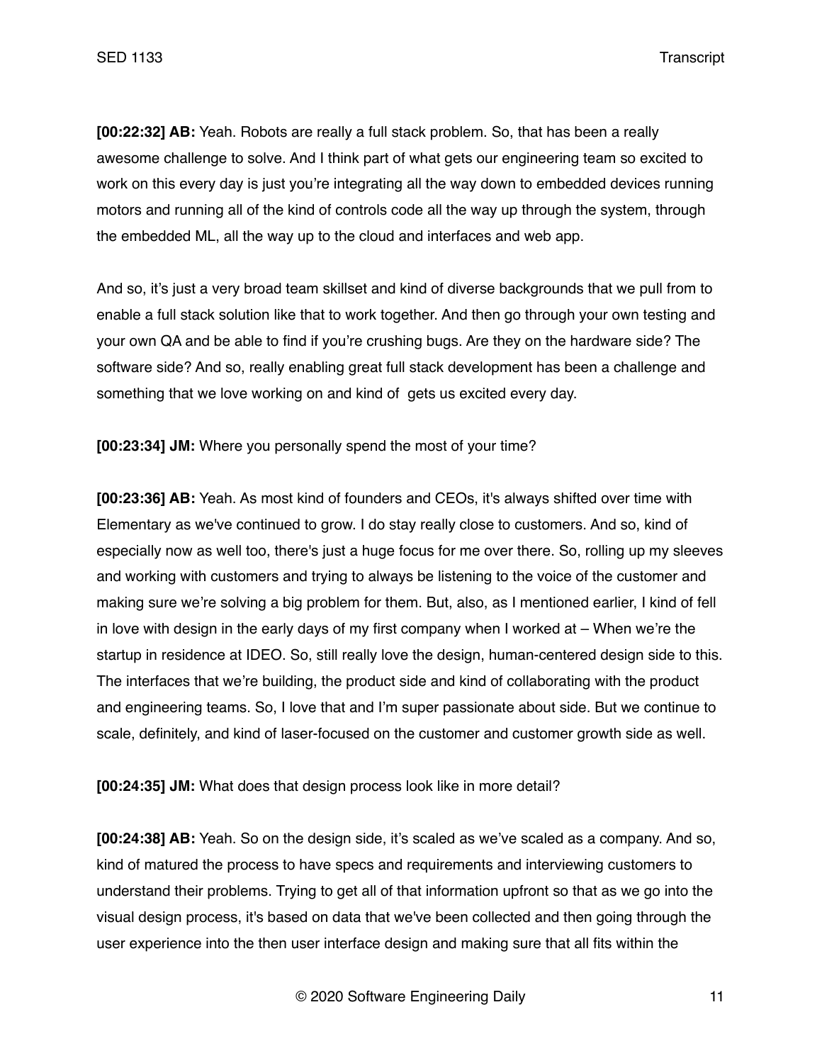**[00:22:32] AB:** Yeah. Robots are really a full stack problem. So, that has been a really awesome challenge to solve. And I think part of what gets our engineering team so excited to work on this every day is just you're integrating all the way down to embedded devices running motors and running all of the kind of controls code all the way up through the system, through the embedded ML, all the way up to the cloud and interfaces and web app.

And so, it's just a very broad team skillset and kind of diverse backgrounds that we pull from to enable a full stack solution like that to work together. And then go through your own testing and your own QA and be able to find if you're crushing bugs. Are they on the hardware side? The software side? And so, really enabling great full stack development has been a challenge and something that we love working on and kind of  gets us excited every day.

**[00:23:34] JM:** Where you personally spend the most of your time?

**[00:23:36] AB:** Yeah. As most kind of founders and CEOs, it's always shifted over time with Elementary as we've continued to grow. I do stay really close to customers. And so, kind of especially now as well too, there's just a huge focus for me over there. So, rolling up my sleeves and working with customers and trying to always be listening to the voice of the customer and making sure we're solving a big problem for them. But, also, as I mentioned earlier, I kind of fell in love with design in the early days of my first company when I worked at – When we're the startup in residence at IDEO. So, still really love the design, human-centered design side to this. The interfaces that we're building, the product side and kind of collaborating with the product and engineering teams. So, I love that and I'm super passionate about side. But we continue to scale, definitely, and kind of laser-focused on the customer and customer growth side as well.

**[00:24:35] JM:** What does that design process look like in more detail?

**[00:24:38] AB:** Yeah. So on the design side, it's scaled as we've scaled as a company. And so, kind of matured the process to have specs and requirements and interviewing customers to understand their problems. Trying to get all of that information upfront so that as we go into the visual design process, it's based on data that we've been collected and then going through the user experience into the then user interface design and making sure that all fits within the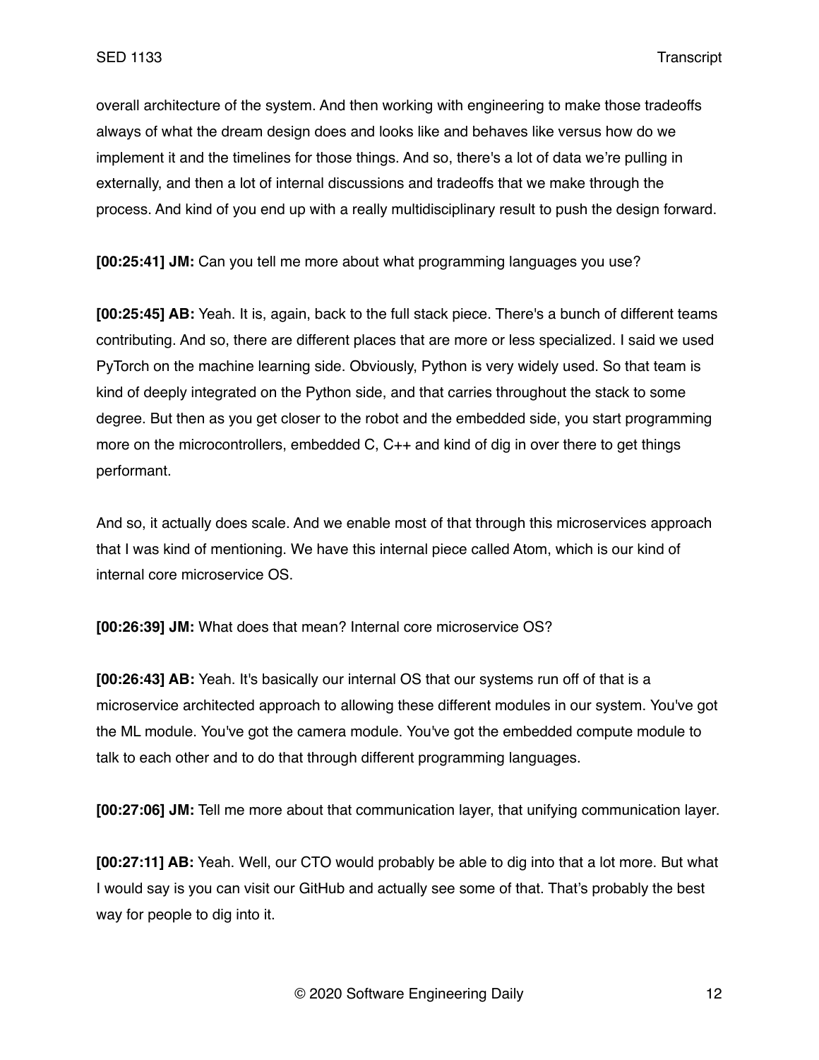overall architecture of the system. And then working with engineering to make those tradeoffs always of what the dream design does and looks like and behaves like versus how do we implement it and the timelines for those things. And so, there's a lot of data we're pulling in externally, and then a lot of internal discussions and tradeoffs that we make through the process. And kind of you end up with a really multidisciplinary result to push the design forward.

**[00:25:41] JM:** Can you tell me more about what programming languages you use?

**[00:25:45] AB:** Yeah. It is, again, back to the full stack piece. There's a bunch of different teams contributing. And so, there are different places that are more or less specialized. I said we used PyTorch on the machine learning side. Obviously, Python is very widely used. So that team is kind of deeply integrated on the Python side, and that carries throughout the stack to some degree. But then as you get closer to the robot and the embedded side, you start programming more on the microcontrollers, embedded C, C++ and kind of dig in over there to get things performant.

And so, it actually does scale. And we enable most of that through this microservices approach that I was kind of mentioning. We have this internal piece called Atom, which is our kind of internal core microservice OS.

**[00:26:39] JM:** What does that mean? Internal core microservice OS?

**[00:26:43] AB:** Yeah. It's basically our internal OS that our systems run off of that is a microservice architected approach to allowing these different modules in our system. You've got the ML module. You've got the camera module. You've got the embedded compute module to talk to each other and to do that through different programming languages.

**[00:27:06] JM:** Tell me more about that communication layer, that unifying communication layer.

**[00:27:11] AB:** Yeah. Well, our CTO would probably be able to dig into that a lot more. But what I would say is you can visit our GitHub and actually see some of that. That's probably the best way for people to dig into it.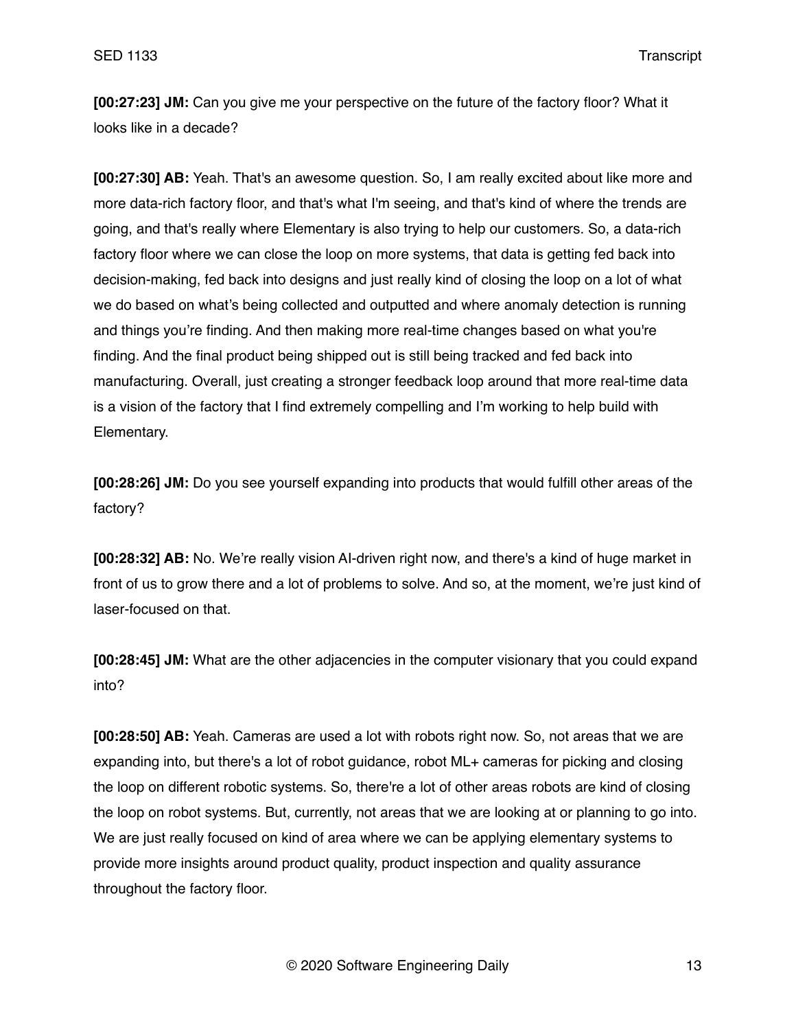**[00:27:23] JM:** Can you give me your perspective on the future of the factory floor? What it looks like in a decade?

**[00:27:30] AB:** Yeah. That's an awesome question. So, I am really excited about like more and more data-rich factory floor, and that's what I'm seeing, and that's kind of where the trends are going, and that's really where Elementary is also trying to help our customers. So, a data-rich factory floor where we can close the loop on more systems, that data is getting fed back into decision-making, fed back into designs and just really kind of closing the loop on a lot of what we do based on what's being collected and outputted and where anomaly detection is running and things you're finding. And then making more real-time changes based on what you're finding. And the final product being shipped out is still being tracked and fed back into manufacturing. Overall, just creating a stronger feedback loop around that more real-time data is a vision of the factory that I find extremely compelling and I'm working to help build with Elementary.

**[00:28:26] JM:** Do you see yourself expanding into products that would fulfill other areas of the factory?

**[00:28:32] AB:** No. We're really vision AI-driven right now, and there's a kind of huge market in front of us to grow there and a lot of problems to solve. And so, at the moment, we're just kind of laser-focused on that.

**[00:28:45] JM:** What are the other adjacencies in the computer visionary that you could expand into?

**[00:28:50] AB:** Yeah. Cameras are used a lot with robots right now. So, not areas that we are expanding into, but there's a lot of robot guidance, robot ML+ cameras for picking and closing the loop on different robotic systems. So, there're a lot of other areas robots are kind of closing the loop on robot systems. But, currently, not areas that we are looking at or planning to go into. We are just really focused on kind of area where we can be applying elementary systems to provide more insights around product quality, product inspection and quality assurance throughout the factory floor.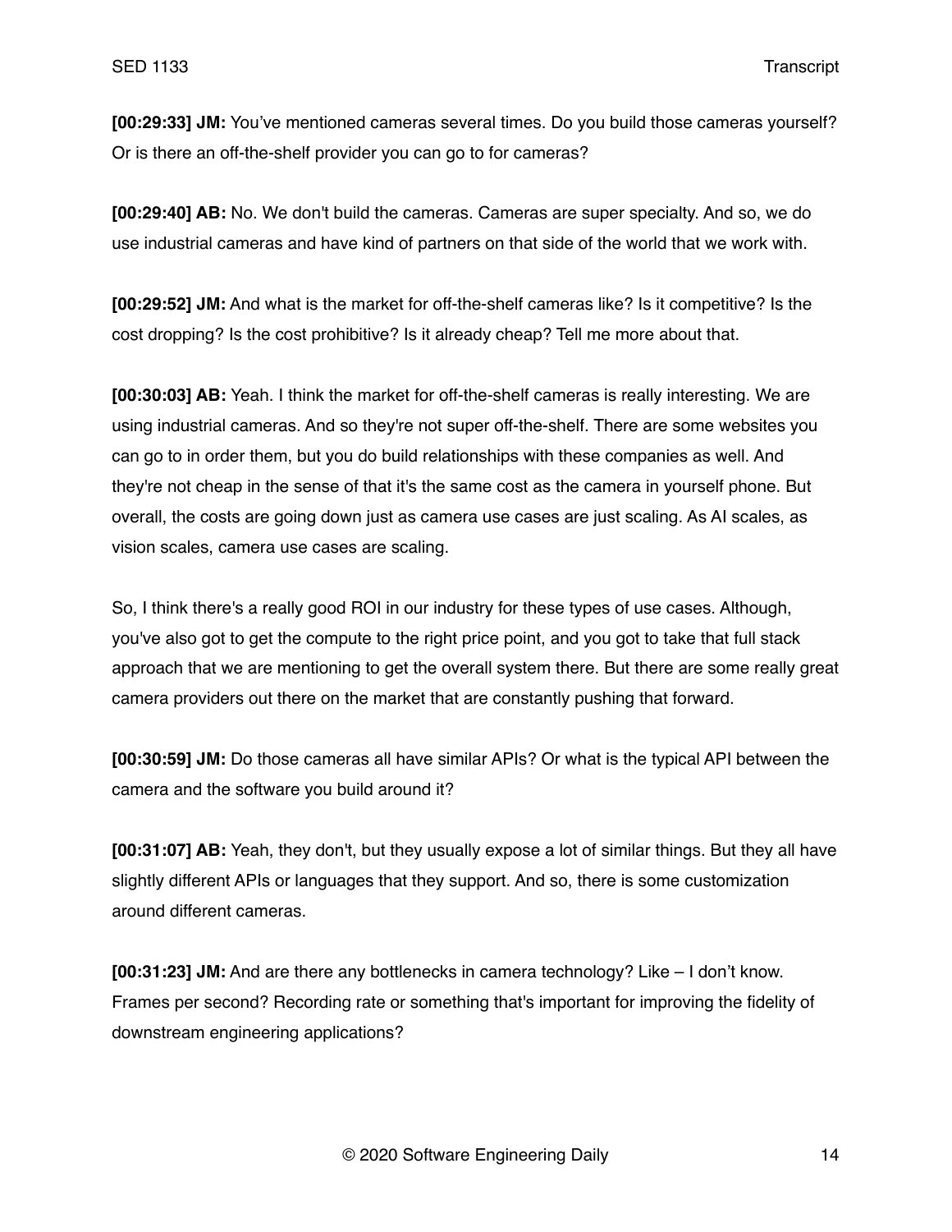**[00:29:33] JM:** You've mentioned cameras several times. Do you build those cameras yourself? Or is there an off-the-shelf provider you can go to for cameras?

**[00:29:40] AB:** No. We don't build the cameras. Cameras are super specialty. And so, we do use industrial cameras and have kind of partners on that side of the world that we work with.

**[00:29:52] JM:** And what is the market for off-the-shelf cameras like? Is it competitive? Is the cost dropping? Is the cost prohibitive? Is it already cheap? Tell me more about that.

**[00:30:03] AB:** Yeah. I think the market for off-the-shelf cameras is really interesting. We are using industrial cameras. And so they're not super off-the-shelf. There are some websites you can go to in order them, but you do build relationships with these companies as well. And they're not cheap in the sense of that it's the same cost as the camera in yourself phone. But overall, the costs are going down just as camera use cases are just scaling. As AI scales, as vision scales, camera use cases are scaling.

So, I think there's a really good ROI in our industry for these types of use cases. Although, you've also got to get the compute to the right price point, and you got to take that full stack approach that we are mentioning to get the overall system there. But there are some really great camera providers out there on the market that are constantly pushing that forward.

**[00:30:59] JM:** Do those cameras all have similar APIs? Or what is the typical API between the camera and the software you build around it?

**[00:31:07] AB:** Yeah, they don't, but they usually expose a lot of similar things. But they all have slightly different APIs or languages that they support. And so, there is some customization around different cameras.

**[00:31:23] JM:** And are there any bottlenecks in camera technology? Like – I don't know. Frames per second? Recording rate or something that's important for improving the fidelity of downstream engineering applications?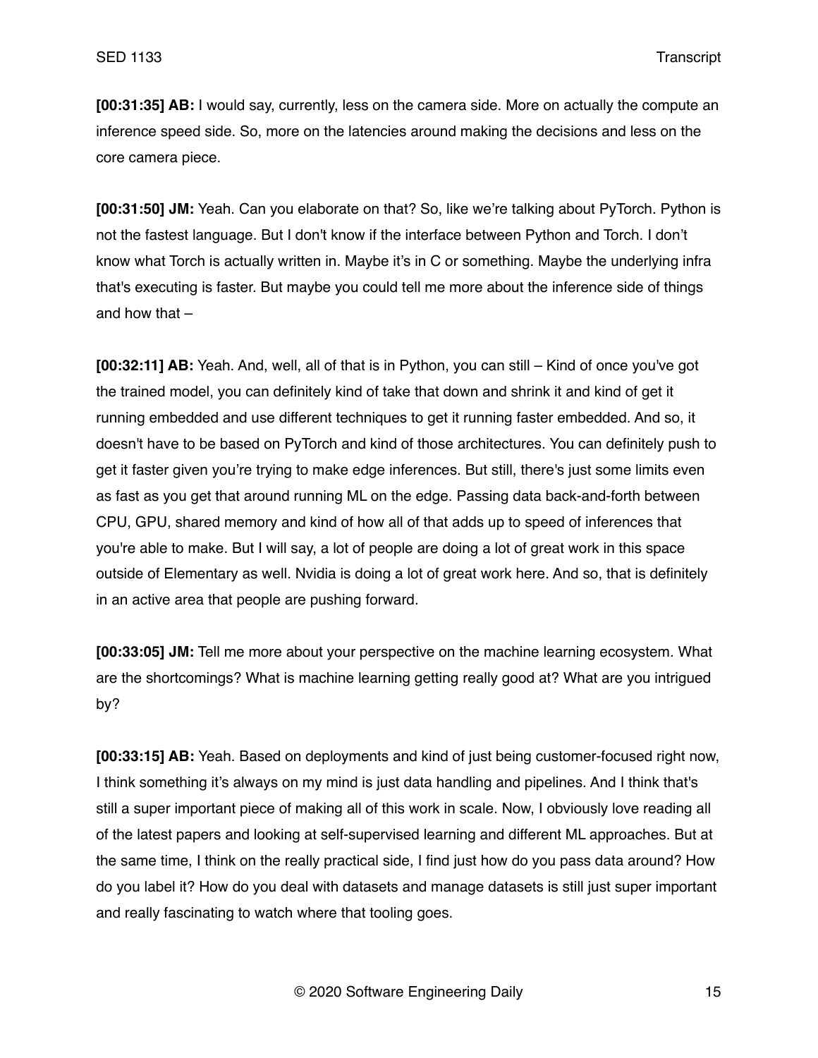**[00:31:35] AB:** I would say, currently, less on the camera side. More on actually the compute an inference speed side. So, more on the latencies around making the decisions and less on the core camera piece.

**[00:31:50] JM:** Yeah. Can you elaborate on that? So, like we're talking about PyTorch. Python is not the fastest language. But I don't know if the interface between Python and Torch. I don't know what Torch is actually written in. Maybe it's in C or something. Maybe the underlying infra that's executing is faster. But maybe you could tell me more about the inference side of things and how that –

**[00:32:11] AB:** Yeah. And, well, all of that is in Python, you can still – Kind of once you've got the trained model, you can definitely kind of take that down and shrink it and kind of get it running embedded and use different techniques to get it running faster embedded. And so, it doesn't have to be based on PyTorch and kind of those architectures. You can definitely push to get it faster given you're trying to make edge inferences. But still, there's just some limits even as fast as you get that around running ML on the edge. Passing data back-and-forth between CPU, GPU, shared memory and kind of how all of that adds up to speed of inferences that you're able to make. But I will say, a lot of people are doing a lot of great work in this space outside of Elementary as well. Nvidia is doing a lot of great work here. And so, that is definitely in an active area that people are pushing forward.

**[00:33:05] JM:** Tell me more about your perspective on the machine learning ecosystem. What are the shortcomings? What is machine learning getting really good at? What are you intrigued by?

**[00:33:15] AB:** Yeah. Based on deployments and kind of just being customer-focused right now, I think something it's always on my mind is just data handling and pipelines. And I think that's still a super important piece of making all of this work in scale. Now, I obviously love reading all of the latest papers and looking at self-supervised learning and different ML approaches. But at the same time, I think on the really practical side, I find just how do you pass data around? How do you label it? How do you deal with datasets and manage datasets is still just super important and really fascinating to watch where that tooling goes.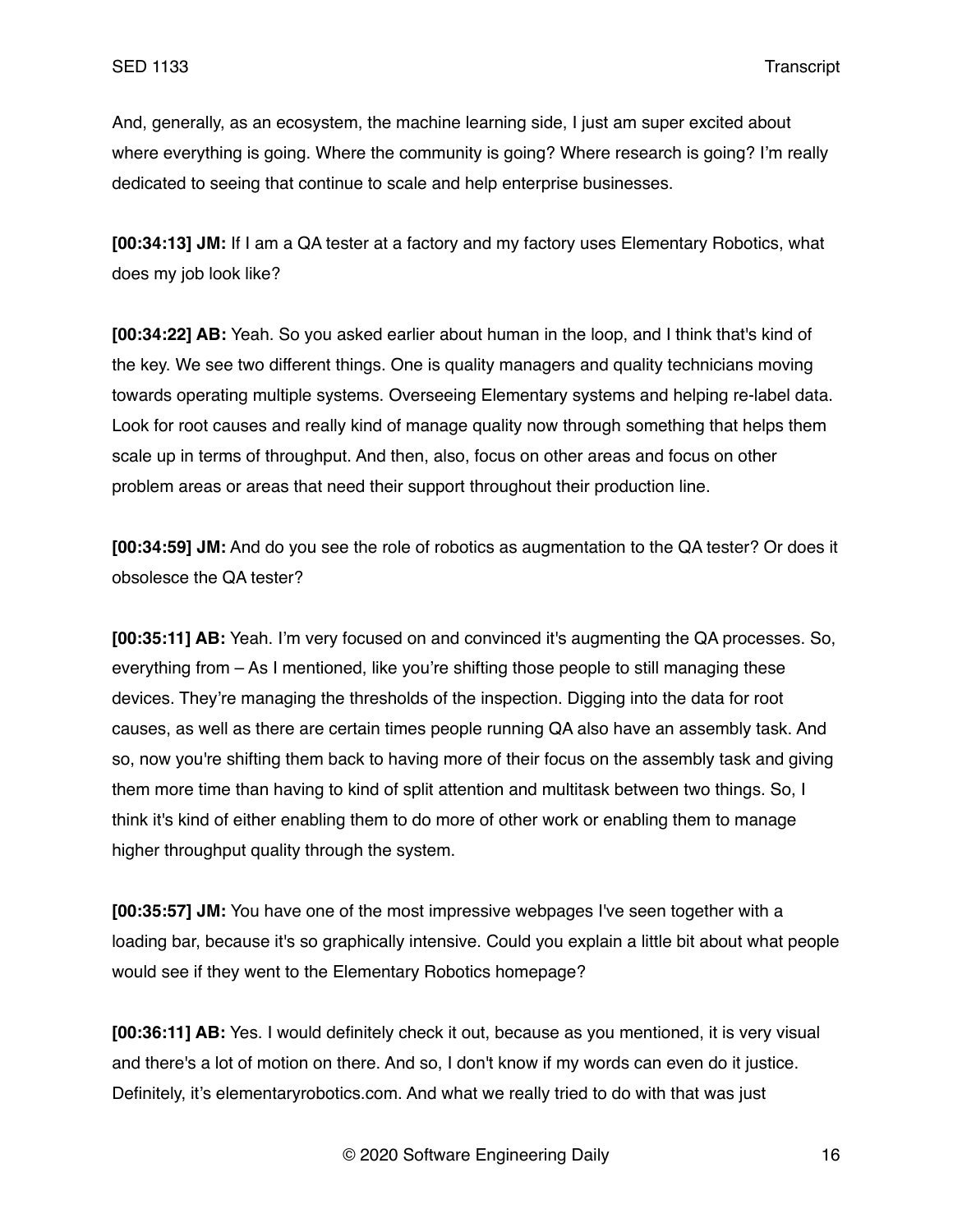And, generally, as an ecosystem, the machine learning side, I just am super excited about where everything is going. Where the community is going? Where research is going? I'm really dedicated to seeing that continue to scale and help enterprise businesses.

**[00:34:13] JM:** If I am a QA tester at a factory and my factory uses Elementary Robotics, what does my job look like?

**[00:34:22] AB:** Yeah. So you asked earlier about human in the loop, and I think that's kind of the key. We see two different things. One is quality managers and quality technicians moving towards operating multiple systems. Overseeing Elementary systems and helping re-label data. Look for root causes and really kind of manage quality now through something that helps them scale up in terms of throughput. And then, also, focus on other areas and focus on other problem areas or areas that need their support throughout their production line.

**[00:34:59] JM:** And do you see the role of robotics as augmentation to the QA tester? Or does it obsolesce the QA tester?

**[00:35:11] AB:** Yeah. I'm very focused on and convinced it's augmenting the QA processes. So, everything from – As I mentioned, like you're shifting those people to still managing these devices. They're managing the thresholds of the inspection. Digging into the data for root causes, as well as there are certain times people running QA also have an assembly task. And so, now you're shifting them back to having more of their focus on the assembly task and giving them more time than having to kind of split attention and multitask between two things. So, I think it's kind of either enabling them to do more of other work or enabling them to manage higher throughput quality through the system.

**[00:35:57] JM:** You have one of the most impressive webpages I've seen together with a loading bar, because it's so graphically intensive. Could you explain a little bit about what people would see if they went to the Elementary Robotics homepage?

**[00:36:11] AB:** Yes. I would definitely check it out, because as you mentioned, it is very visual and there's a lot of motion on there. And so, I don't know if my words can even do it justice. Definitely, it's elementaryrobotics.com. And what we really tried to do with that was just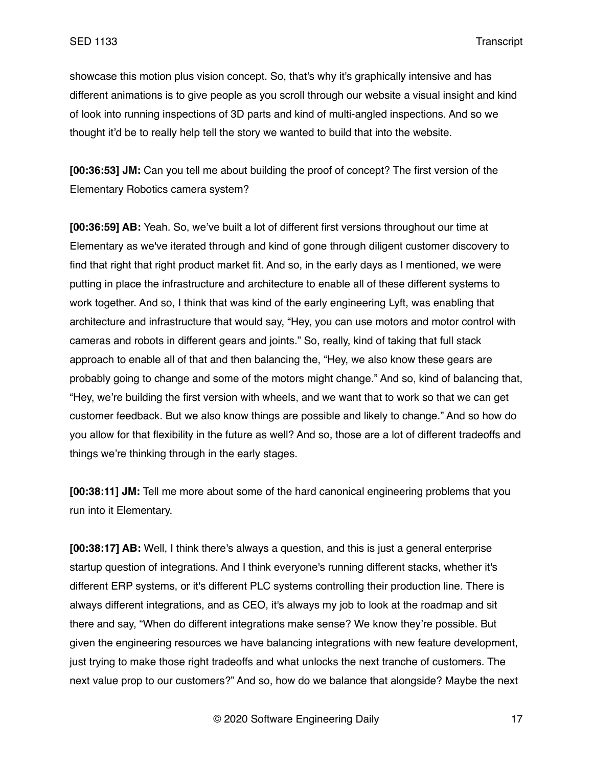showcase this motion plus vision concept. So, that's why it's graphically intensive and has different animations is to give people as you scroll through our website a visual insight and kind of look into running inspections of 3D parts and kind of multi-angled inspections. And so we thought it'd be to really help tell the story we wanted to build that into the website.

**[00:36:53] JM:** Can you tell me about building the proof of concept? The first version of the Elementary Robotics camera system?

**[00:36:59] AB:** Yeah. So, we've built a lot of different first versions throughout our time at Elementary as we've iterated through and kind of gone through diligent customer discovery to find that right that right product market fit. And so, in the early days as I mentioned, we were putting in place the infrastructure and architecture to enable all of these different systems to work together. And so, I think that was kind of the early engineering Lyft, was enabling that architecture and infrastructure that would say, "Hey, you can use motors and motor control with cameras and robots in different gears and joints." So, really, kind of taking that full stack approach to enable all of that and then balancing the, "Hey, we also know these gears are probably going to change and some of the motors might change." And so, kind of balancing that, "Hey, we're building the first version with wheels, and we want that to work so that we can get customer feedback. But we also know things are possible and likely to change." And so how do you allow for that flexibility in the future as well? And so, those are a lot of different tradeoffs and things we're thinking through in the early stages.

**[00:38:11] JM:** Tell me more about some of the hard canonical engineering problems that you run into it Elementary.

**[00:38:17] AB:** Well, I think there's always a question, and this is just a general enterprise startup question of integrations. And I think everyone's running different stacks, whether it's different ERP systems, or it's different PLC systems controlling their production line. There is always different integrations, and as CEO, it's always my job to look at the roadmap and sit there and say, "When do different integrations make sense? We know they're possible. But given the engineering resources we have balancing integrations with new feature development, just trying to make those right tradeoffs and what unlocks the next tranche of customers. The next value prop to our customers?" And so, how do we balance that alongside? Maybe the next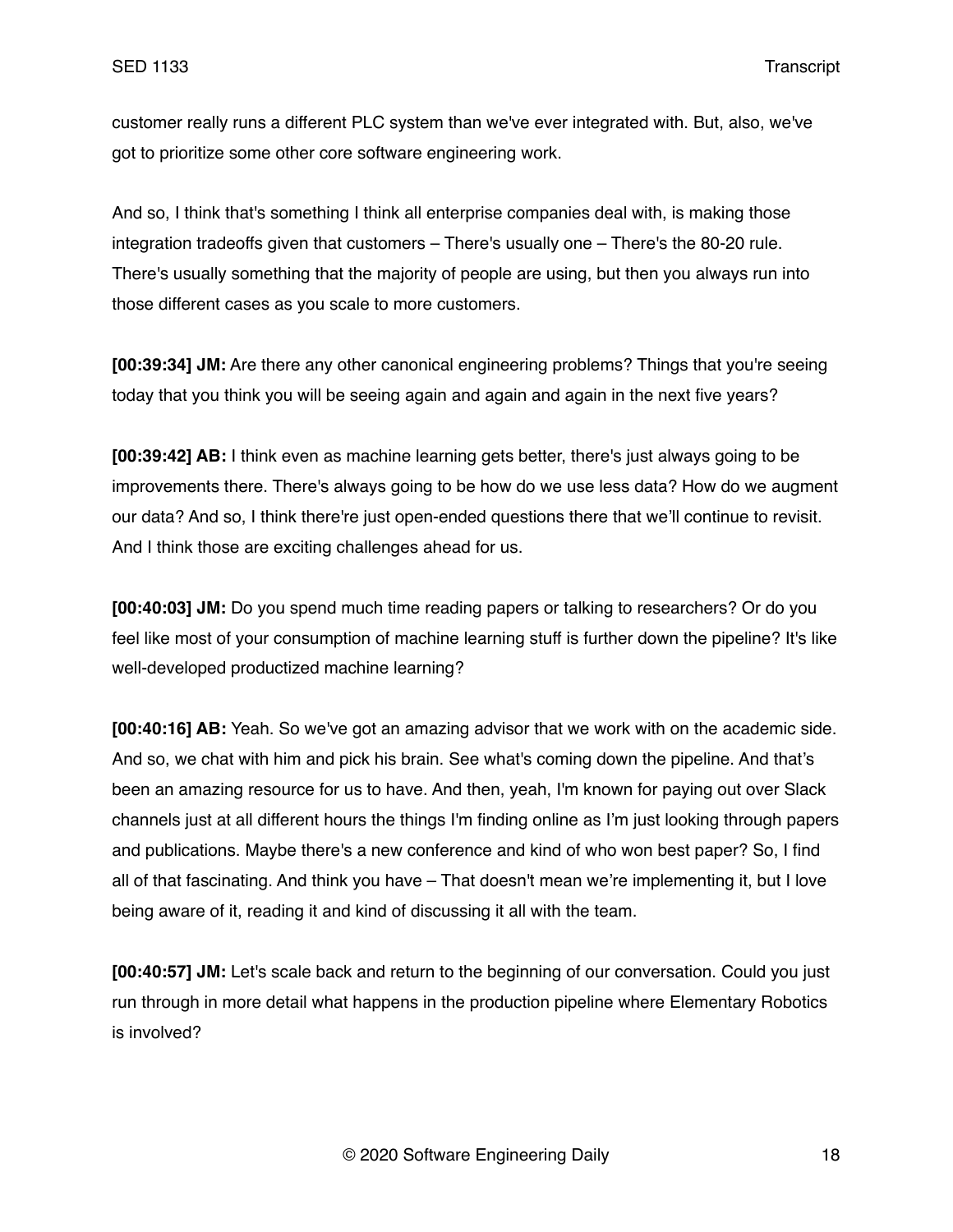customer really runs a different PLC system than we've ever integrated with. But, also, we've got to prioritize some other core software engineering work.

And so, I think that's something I think all enterprise companies deal with, is making those integration tradeoffs given that customers – There's usually one – There's the 80-20 rule. There's usually something that the majority of people are using, but then you always run into those different cases as you scale to more customers.

**[00:39:34] JM:** Are there any other canonical engineering problems? Things that you're seeing today that you think you will be seeing again and again and again in the next five years?

**[00:39:42] AB:** I think even as machine learning gets better, there's just always going to be improvements there. There's always going to be how do we use less data? How do we augment our data? And so, I think there're just open-ended questions there that we'll continue to revisit. And I think those are exciting challenges ahead for us.

**[00:40:03] JM:** Do you spend much time reading papers or talking to researchers? Or do you feel like most of your consumption of machine learning stuff is further down the pipeline? It's like well-developed productized machine learning?

**[00:40:16] AB:** Yeah. So we've got an amazing advisor that we work with on the academic side. And so, we chat with him and pick his brain. See what's coming down the pipeline. And that's been an amazing resource for us to have. And then, yeah, I'm known for paying out over Slack channels just at all different hours the things I'm finding online as I'm just looking through papers and publications. Maybe there's a new conference and kind of who won best paper? So, I find all of that fascinating. And think you have – That doesn't mean we're implementing it, but I love being aware of it, reading it and kind of discussing it all with the team.

**[00:40:57] JM:** Let's scale back and return to the beginning of our conversation. Could you just run through in more detail what happens in the production pipeline where Elementary Robotics is involved?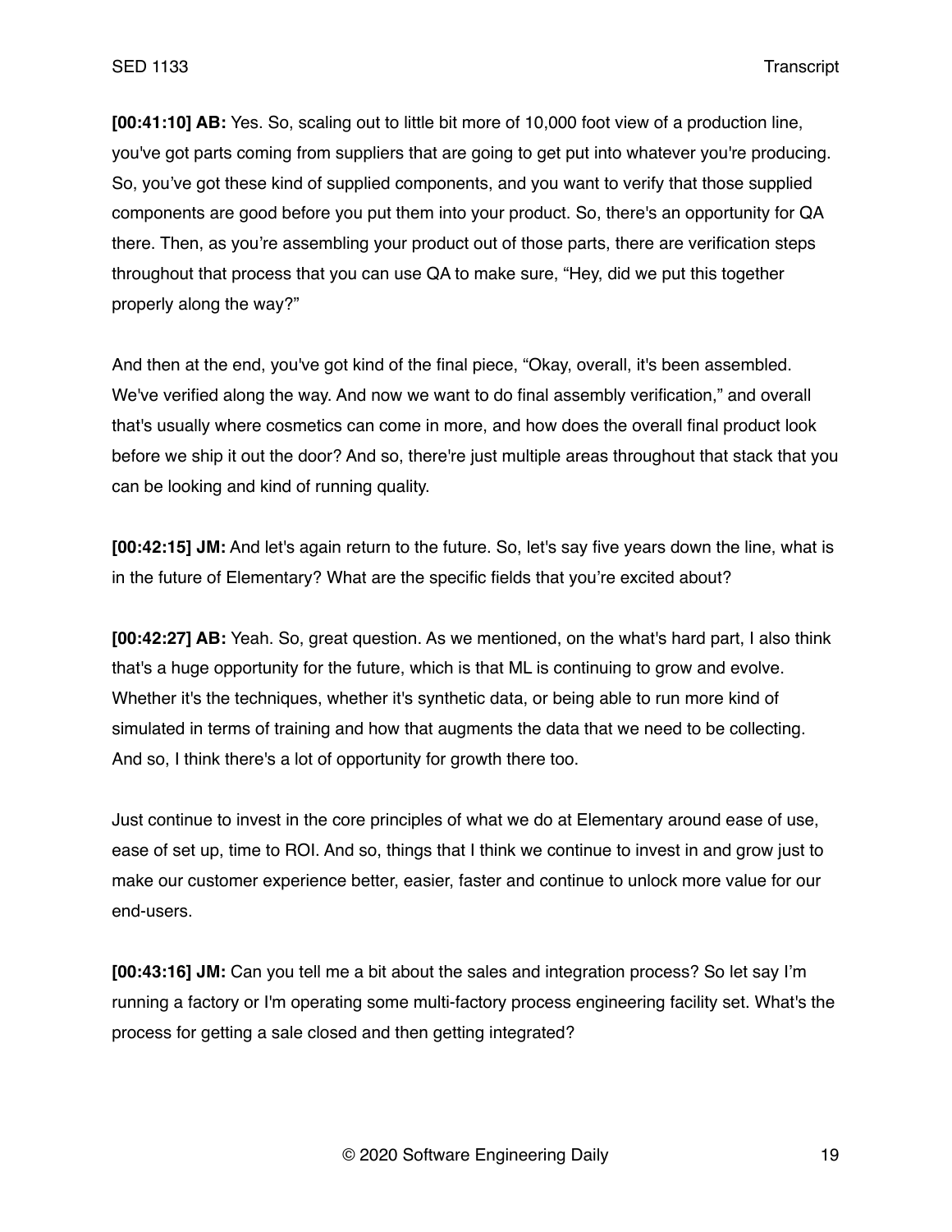**[00:41:10] AB:** Yes. So, scaling out to little bit more of 10,000 foot view of a production line, you've got parts coming from suppliers that are going to get put into whatever you're producing. So, you've got these kind of supplied components, and you want to verify that those supplied components are good before you put them into your product. So, there's an opportunity for QA there. Then, as you're assembling your product out of those parts, there are verification steps throughout that process that you can use QA to make sure, "Hey, did we put this together properly along the way?"

And then at the end, you've got kind of the final piece, "Okay, overall, it's been assembled. We've verified along the way. And now we want to do final assembly verification," and overall that's usually where cosmetics can come in more, and how does the overall final product look before we ship it out the door? And so, there're just multiple areas throughout that stack that you can be looking and kind of running quality.

**[00:42:15] JM:** And let's again return to the future. So, let's say five years down the line, what is in the future of Elementary? What are the specific fields that you're excited about?

**[00:42:27] AB:** Yeah. So, great question. As we mentioned, on the what's hard part, I also think that's a huge opportunity for the future, which is that ML is continuing to grow and evolve. Whether it's the techniques, whether it's synthetic data, or being able to run more kind of simulated in terms of training and how that augments the data that we need to be collecting. And so, I think there's a lot of opportunity for growth there too.

Just continue to invest in the core principles of what we do at Elementary around ease of use, ease of set up, time to ROI. And so, things that I think we continue to invest in and grow just to make our customer experience better, easier, faster and continue to unlock more value for our end-users.

**[00:43:16] JM:** Can you tell me a bit about the sales and integration process? So let say I'm running a factory or I'm operating some multi-factory process engineering facility set. What's the process for getting a sale closed and then getting integrated?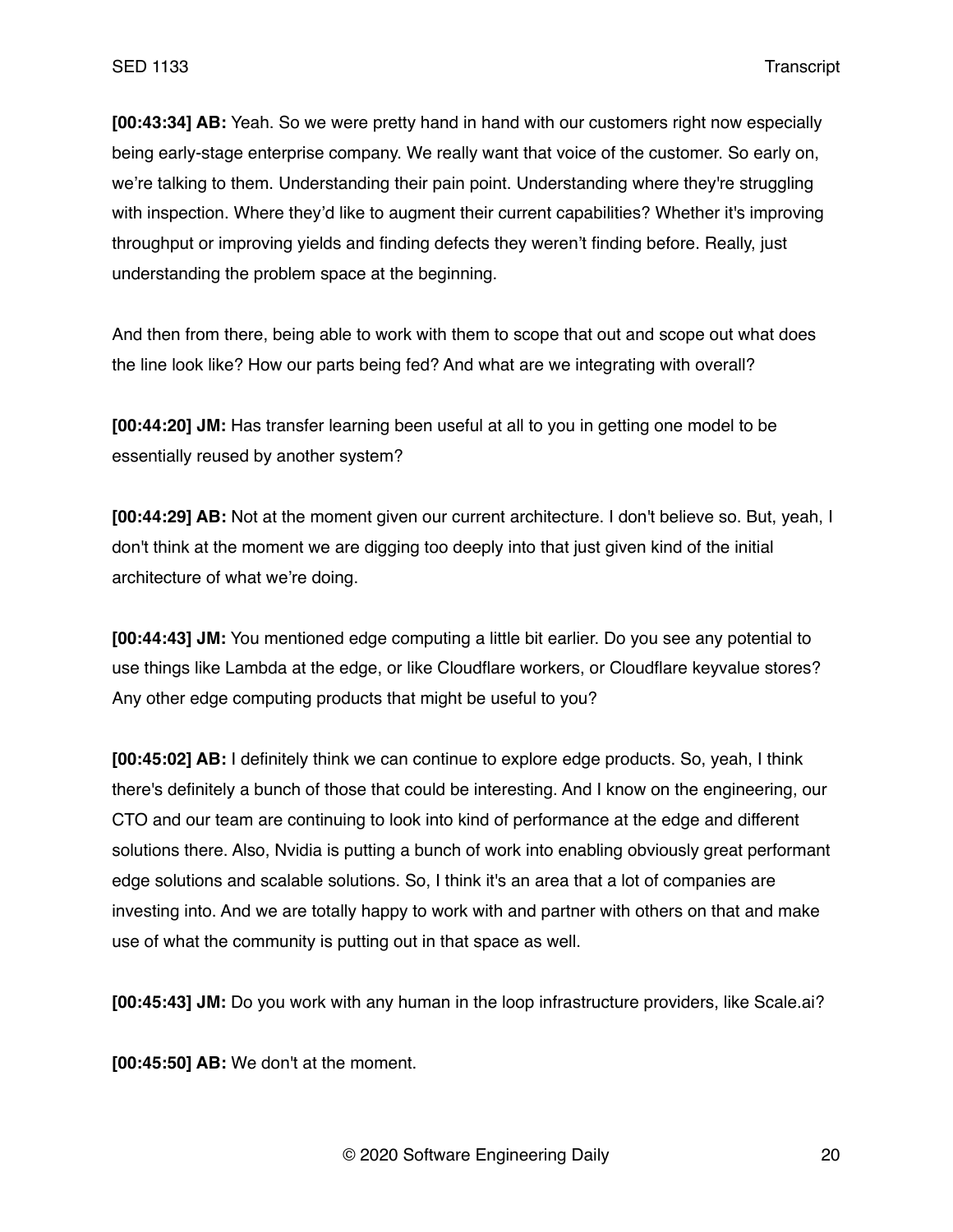**[00:43:34] AB:** Yeah. So we were pretty hand in hand with our customers right now especially being early-stage enterprise company. We really want that voice of the customer. So early on, we're talking to them. Understanding their pain point. Understanding where they're struggling with inspection. Where they'd like to augment their current capabilities? Whether it's improving throughput or improving yields and finding defects they weren't finding before. Really, just understanding the problem space at the beginning.

And then from there, being able to work with them to scope that out and scope out what does the line look like? How our parts being fed? And what are we integrating with overall?

**[00:44:20] JM:** Has transfer learning been useful at all to you in getting one model to be essentially reused by another system?

**[00:44:29] AB:** Not at the moment given our current architecture. I don't believe so. But, yeah, I don't think at the moment we are digging too deeply into that just given kind of the initial architecture of what we're doing.

**[00:44:43] JM:** You mentioned edge computing a little bit earlier. Do you see any potential to use things like Lambda at the edge, or like Cloudflare workers, or Cloudflare keyvalue stores? Any other edge computing products that might be useful to you?

**[00:45:02] AB:** I definitely think we can continue to explore edge products. So, yeah, I think there's definitely a bunch of those that could be interesting. And I know on the engineering, our CTO and our team are continuing to look into kind of performance at the edge and different solutions there. Also, Nvidia is putting a bunch of work into enabling obviously great performant edge solutions and scalable solutions. So, I think it's an area that a lot of companies are investing into. And we are totally happy to work with and partner with others on that and make use of what the community is putting out in that space as well.

**[00:45:43] JM:** Do you work with any human in the loop infrastructure providers, like Scale.ai?

**[00:45:50] AB:** We don't at the moment.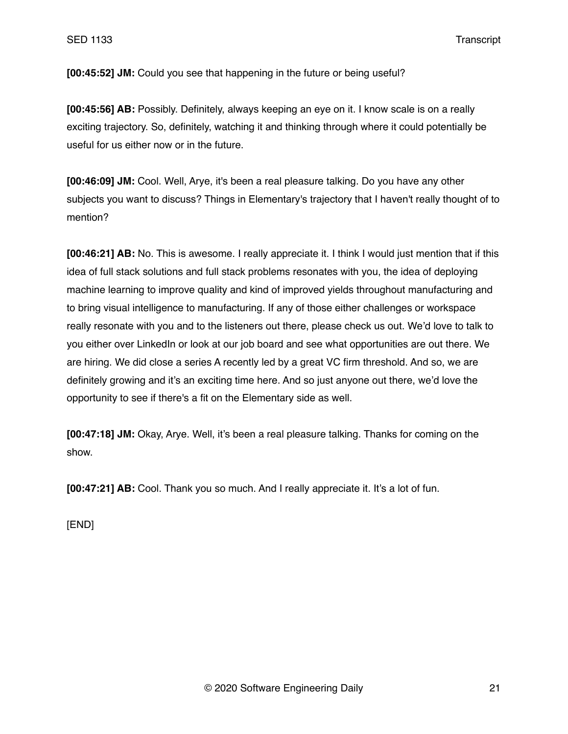**[00:45:52] JM:** Could you see that happening in the future or being useful?

**[00:45:56] AB:** Possibly. Definitely, always keeping an eye on it. I know scale is on a really exciting trajectory. So, definitely, watching it and thinking through where it could potentially be useful for us either now or in the future.

**[00:46:09] JM:** Cool. Well, Arye, it's been a real pleasure talking. Do you have any other subjects you want to discuss? Things in Elementary's trajectory that I haven't really thought of to mention?

**[00:46:21] AB:** No. This is awesome. I really appreciate it. I think I would just mention that if this idea of full stack solutions and full stack problems resonates with you, the idea of deploying machine learning to improve quality and kind of improved yields throughout manufacturing and to bring visual intelligence to manufacturing. If any of those either challenges or workspace really resonate with you and to the listeners out there, please check us out. We'd love to talk to you either over LinkedIn or look at our job board and see what opportunities are out there. We are hiring. We did close a series A recently led by a great VC firm threshold. And so, we are definitely growing and it's an exciting time here. And so just anyone out there, we'd love the opportunity to see if there's a fit on the Elementary side as well.

**[00:47:18] JM:** Okay, Arye. Well, it's been a real pleasure talking. Thanks for coming on the show.

**[00:47:21] AB:** Cool. Thank you so much. And I really appreciate it. It's a lot of fun.

[END]